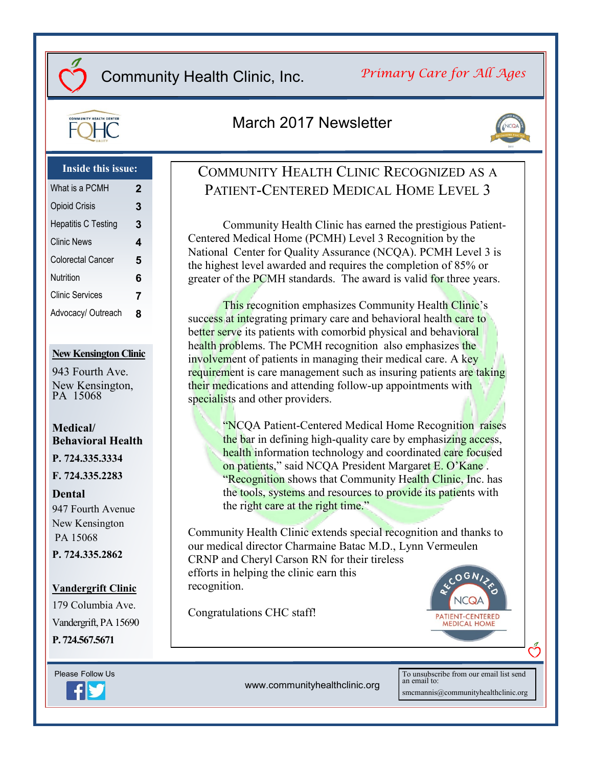# Community Health Clinic, Inc.

*Primary Care for All Ages*

## March 2017 Newsletter

**Inside this issue:**

| | |
|---|---|
| What is a PCMH | 2 |
| Opioid Crisis | 3 |
| Hepatitis C Testing | 3 |
| Clinic News | 4 |
| Colorectal Cancer | 5 |
| Nutrition | 6 |
| Clinic Services | 7 |
| Advocacy/ Outreach | 8 |

**New Kensington Clinic**

943 Fourth Ave.
New Kensington, PA 15068

**Medical/ Behavioral Health**

**P. 724.335.3334**

**F. 724.335.2283**

**Dental**

947 Fourth Avenue
New Kensington
PA 15068

**P. 724.335.2862**

**Vandergrift Clinic**

179 Columbia Ave.
Vandergrift, PA 15690

**P. 724.567.5671**

## Community Health Clinic Recognized as a Patient-Centered Medical Home Level 3

Community Health Clinic has earned the prestigious Patient-Centered Medical Home (PCMH) Level 3 Recognition by the National Center for Quality Assurance (NCQA). PCMH Level 3 is the highest level awarded and requires the completion of 85% or greater of the PCMH standards. The award is valid for three years.

This recognition emphasizes Community Health Clinic's success at integrating primary care and behavioral health care to better serve its patients with comorbid physical and behavioral health problems. The PCMH recognition also emphasizes the involvement of patients in managing their medical care. A key requirement is care management such as insuring patients are taking their medications and attending follow-up appointments with specialists and other providers.

> "NCQA Patient-Centered Medical Home Recognition raises the bar in defining high-quality care by emphasizing access, health information technology and coordinated care focused on patients," said NCQA President Margaret E. O'Kane. "Recognition shows that Community Health Clinic, Inc. has the tools, systems and resources to provide its patients with the right care at the right time."

Community Health Clinic extends special recognition and thanks to our medical director Charmaine Batac M.D., Lynn Vermeulen CRNP and Cheryl Carson RN for their tireless efforts in helping the clinic earn this recognition.

Congratulations CHC staff!

Please Follow Us

www.communityhealthclinic.org

To unsubscribe from our email list send an email to: smcmannis@communityhealthclinic.org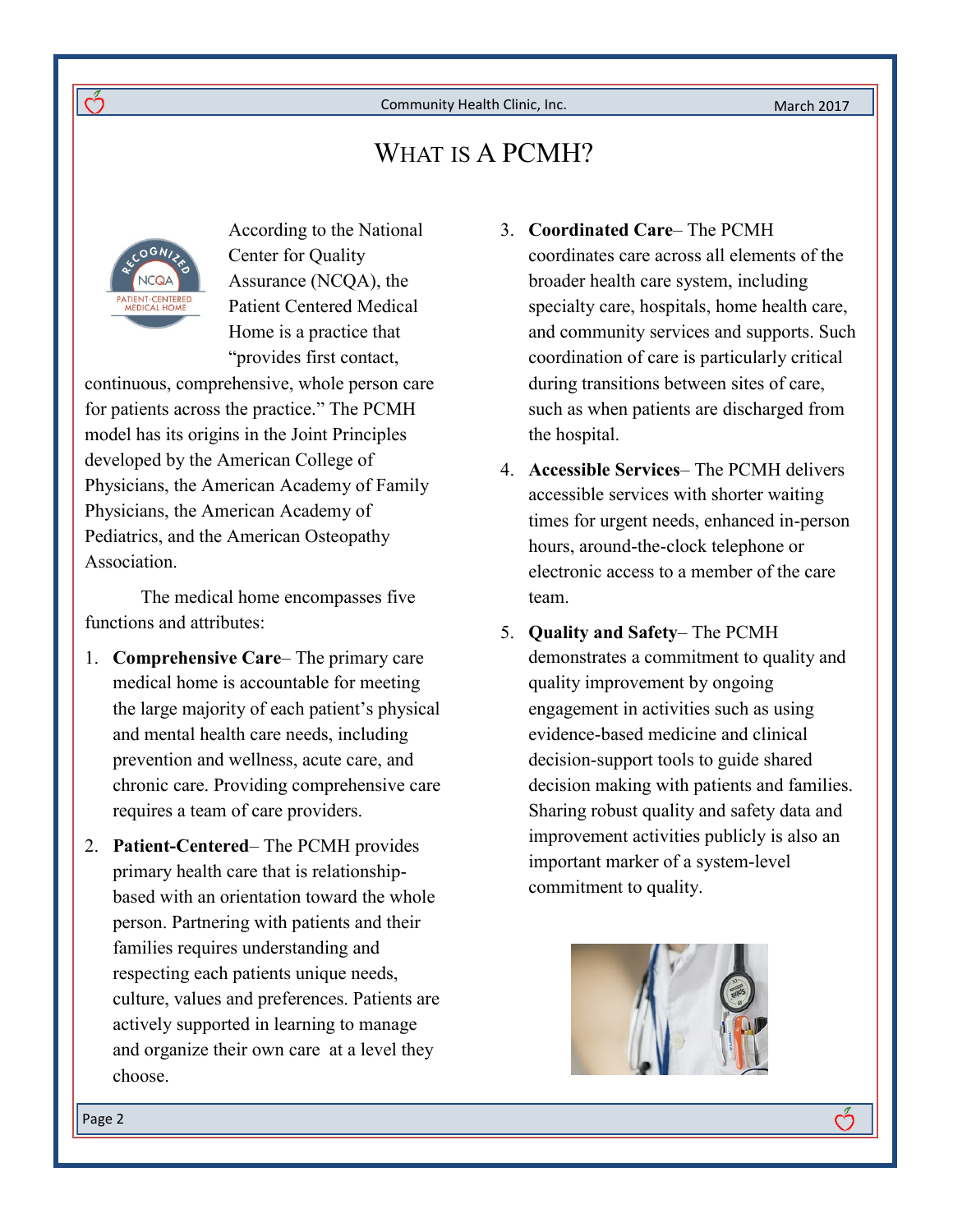# What is a PCMH?

According to the National Center for Quality Assurance (NCQA), the Patient Centered Medical Home is a practice that "provides first contact, continuous, comprehensive, whole person care for patients across the practice." The PCMH model has its origins in the Joint Principles developed by the American College of Physicians, the American Academy of Family Physicians, the American Academy of Pediatrics, and the American Osteopathy Association.

The medical home encompasses five functions and attributes:

1. **Comprehensive Care**– The primary care medical home is accountable for meeting the large majority of each patient's physical and mental health care needs, including prevention and wellness, acute care, and chronic care. Providing comprehensive care requires a team of care providers.
2. **Patient-Centered**– The PCMH provides primary health care that is relationship-based with an orientation toward the whole person. Partnering with patients and their families requires understanding and respecting each patients unique needs, culture, values and preferences. Patients are actively supported in learning to manage and organize their own care at a level they choose.
3. **Coordinated Care**– The PCMH coordinates care across all elements of the broader health care system, including specialty care, hospitals, home health care, and community services and supports. Such coordination of care is particularly critical during transitions between sites of care, such as when patients are discharged from the hospital.
4. **Accessible Services**– The PCMH delivers accessible services with shorter waiting times for urgent needs, enhanced in-person hours, around-the-clock telephone or electronic access to a member of the care team.
5. **Quality and Safety**– The PCMH demonstrates a commitment to quality and quality improvement by ongoing engagement in activities such as using evidence-based medicine and clinical decision-support tools to guide shared decision making with patients and families. Sharing robust quality and safety data and improvement activities publicly is also an important marker of a system-level commitment to quality.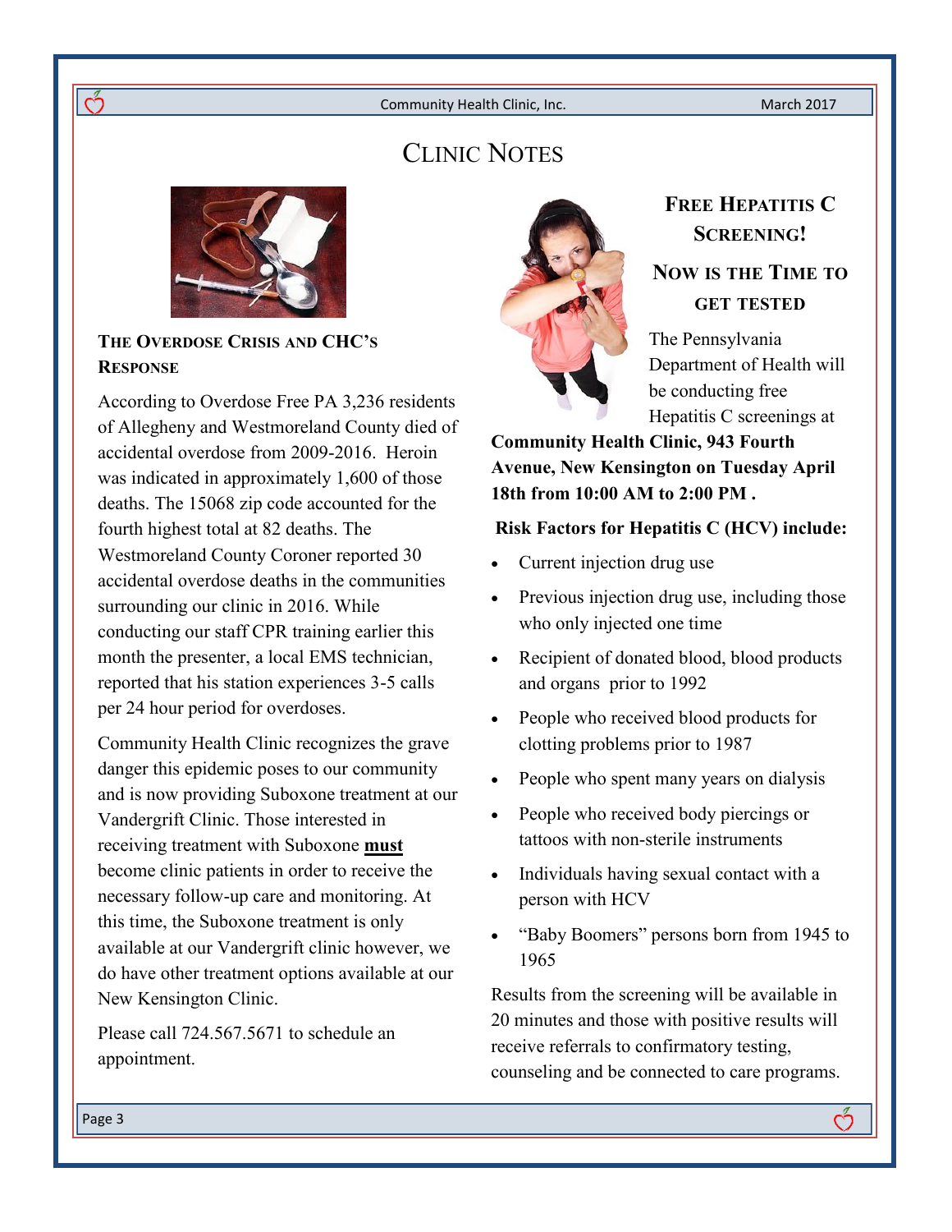# Clinic Notes

## The Overdose Crisis and CHC's Response

According to Overdose Free PA 3,236 residents of Allegheny and Westmoreland County died of accidental overdose from 2009-2016. Heroin was indicated in approximately 1,600 of those deaths. The 15068 zip code accounted for the fourth highest total at 82 deaths. The Westmoreland County Coroner reported 30 accidental overdose deaths in the communities surrounding our clinic in 2016. While conducting our staff CPR training earlier this month the presenter, a local EMS technician, reported that his station experiences 3-5 calls per 24 hour period for overdoses.

Community Health Clinic recognizes the grave danger this epidemic poses to our community and is now providing Suboxone treatment at our Vandergrift Clinic. Those interested in receiving treatment with Suboxone **must** become clinic patients in order to receive the necessary follow-up care and monitoring. At this time, the Suboxone treatment is only available at our Vandergrift clinic however, we do have other treatment options available at our New Kensington Clinic.

Please call 724.567.5671 to schedule an appointment.

## Free Hepatitis C Screening!

### Now is the Time to Get Tested

The Pennsylvania Department of Health will be conducting free Hepatitis C screenings at **Community Health Clinic, 943 Fourth Avenue, New Kensington on Tuesday April 18th from 10:00 AM to 2:00 PM .**

**Risk Factors for Hepatitis C (HCV) include:**

- Current injection drug use
- Previous injection drug use, including those who only injected one time
- Recipient of donated blood, blood products and organs prior to 1992
- People who received blood products for clotting problems prior to 1987
- People who spent many years on dialysis
- People who received body piercings or tattoos with non-sterile instruments
- Individuals having sexual contact with a person with HCV
- "Baby Boomers" persons born from 1945 to 1965

Results from the screening will be available in 20 minutes and those with positive results will receive referrals to confirmatory testing, counseling and be connected to care programs.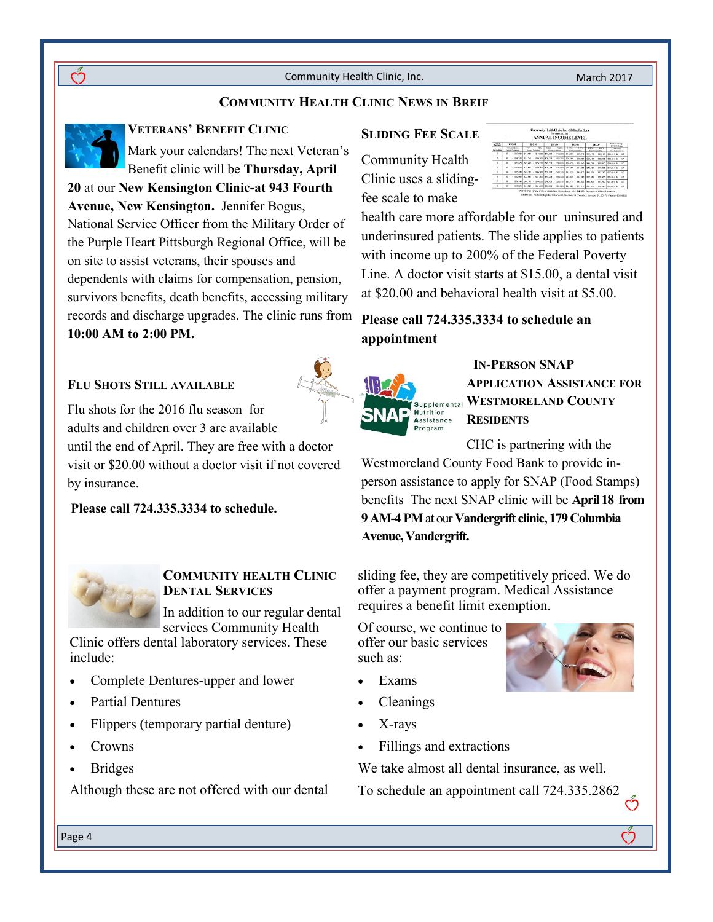# Community Health Clinic News in Breif

## Veterans' Benefit Clinic

Mark your calendars! The next Veteran's Benefit clinic will be **Thursday, April 20** at our **New Kensington Clinic-at 943 Fourth Avenue, New Kensington.** Jennifer Bogus, National Service Officer from the Military Order of the Purple Heart Pittsburgh Regional Office, will be on site to assist veterans, their spouses and dependents with claims for compensation, pension, survivors benefits, death benefits, accessing military records and discharge upgrades. The clinic runs from **10:00 AM to 2:00 PM.**

## Flu Shots Still Available

Flu shots for the 2016 flu season for adults and children over 3 are available until the end of April. They are free with a doctor visit or $20.00 without a doctor visit if not covered by insurance.

**Please call 724.335.3334 to schedule.**

## Sliding Fee Scale

Community Health Clinic uses a sliding-fee scale to make health care more affordable for our uninsured and underinsured patients. The slide applies to patients with income up to 200% of the Federal Poverty Line. A doctor visit starts at $15.00, a dental visit at $20.00 and behavioral health visit at $5.00.

**Please call 724.335.3334 to schedule an appointment**

## In-Person SNAP Application Assistance for Westmoreland County Residents

CHC is partnering with the Westmoreland County Food Bank to provide in-person assistance to apply for SNAP (Food Stamps) benefits The next SNAP clinic will be **April 18 from 9 AM-4 PM** at our **Vandergrift clinic, 179 Columbia Avenue, Vandergrift.**

## Community Health Clinic Dental Services

In addition to our regular dental services Community Health Clinic offers dental laboratory services. These include:

- Complete Dentures-upper and lower
- Partial Dentures
- Flippers (temporary partial denture)
- Crowns
- Bridges

Although these are not offered with our dental sliding fee, they are competitively priced. We do offer a payment program. Medical Assistance requires a benefit limit exemption.

Of course, we continue to offer our basic services such as:

- Exams
- Cleanings
- X-rays
- Fillings and extractions

We take almost all dental insurance, as well.

To schedule an appointment call 724.335.2862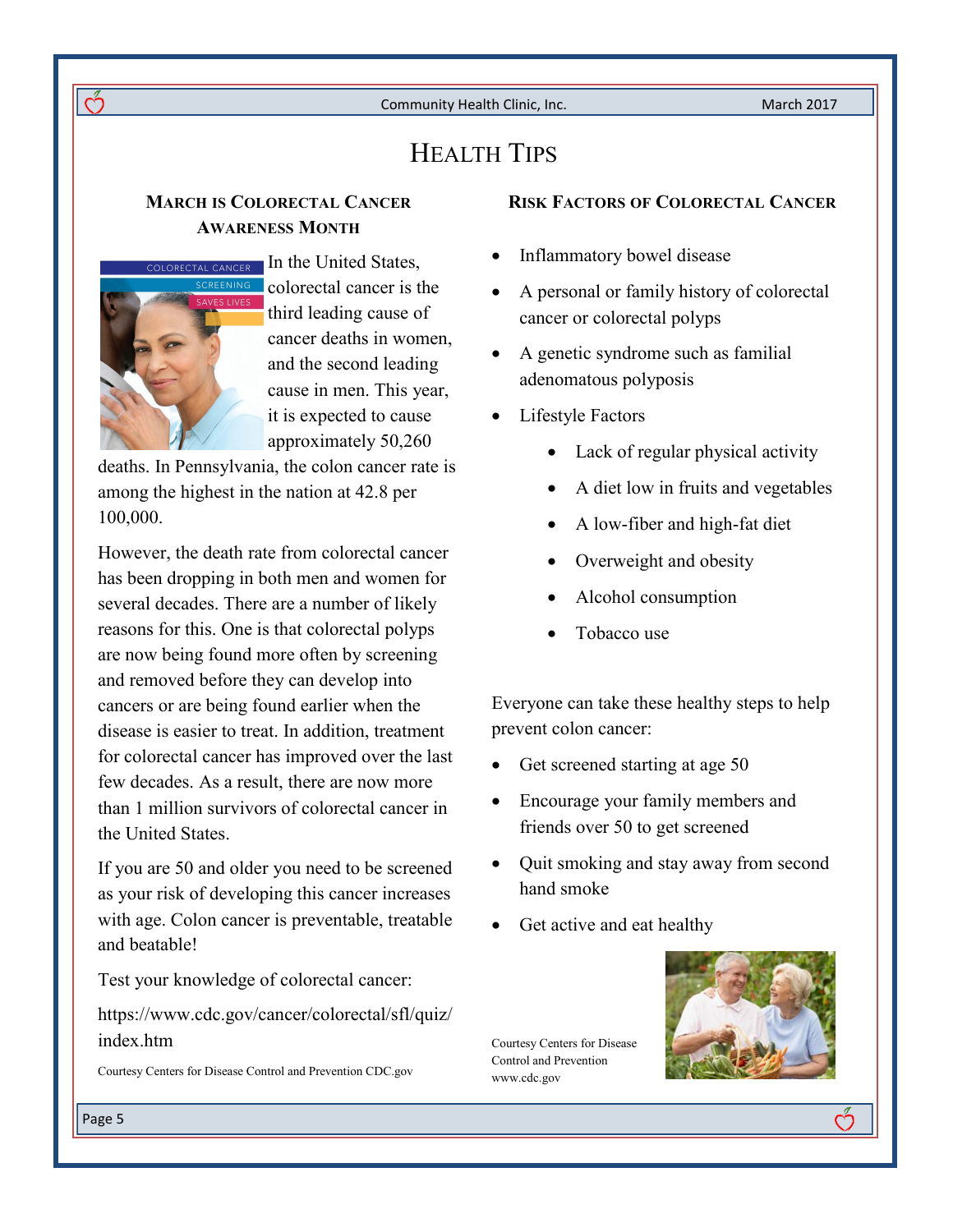# Health Tips

## March is Colorectal Cancer Awareness Month

In the United States, colorectal cancer is the third leading cause of cancer deaths in women, and the second leading cause in men. This year, it is expected to cause approximately 50,260 deaths. In Pennsylvania, the colon cancer rate is among the highest in the nation at 42.8 per 100,000.

However, the death rate from colorectal cancer has been dropping in both men and women for several decades. There are a number of likely reasons for this. One is that colorectal polyps are now being found more often by screening and removed before they can develop into cancers or are being found earlier when the disease is easier to treat. In addition, treatment for colorectal cancer has improved over the last few decades. As a result, there are now more than 1 million survivors of colorectal cancer in the United States.

If you are 50 and older you need to be screened as your risk of developing this cancer increases with age. Colon cancer is preventable, treatable and beatable!

Test your knowledge of colorectal cancer:

https://www.cdc.gov/cancer/colorectal/sfl/quiz/index.htm

Courtesy Centers for Disease Control and Prevention CDC.gov

## Risk Factors of Colorectal Cancer

- Inflammatory bowel disease
- A personal or family history of colorectal cancer or colorectal polyps
- A genetic syndrome such as familial adenomatous polyposis
- Lifestyle Factors
  - Lack of regular physical activity
  - A diet low in fruits and vegetables
  - A low-fiber and high-fat diet
  - Overweight and obesity
  - Alcohol consumption
  - Tobacco use

Everyone can take these healthy steps to help prevent colon cancer:

- Get screened starting at age 50
- Encourage your family members and friends over 50 to get screened
- Quit smoking and stay away from second hand smoke
- Get active and eat healthy

Courtesy Centers for Disease Control and Prevention www.cdc.gov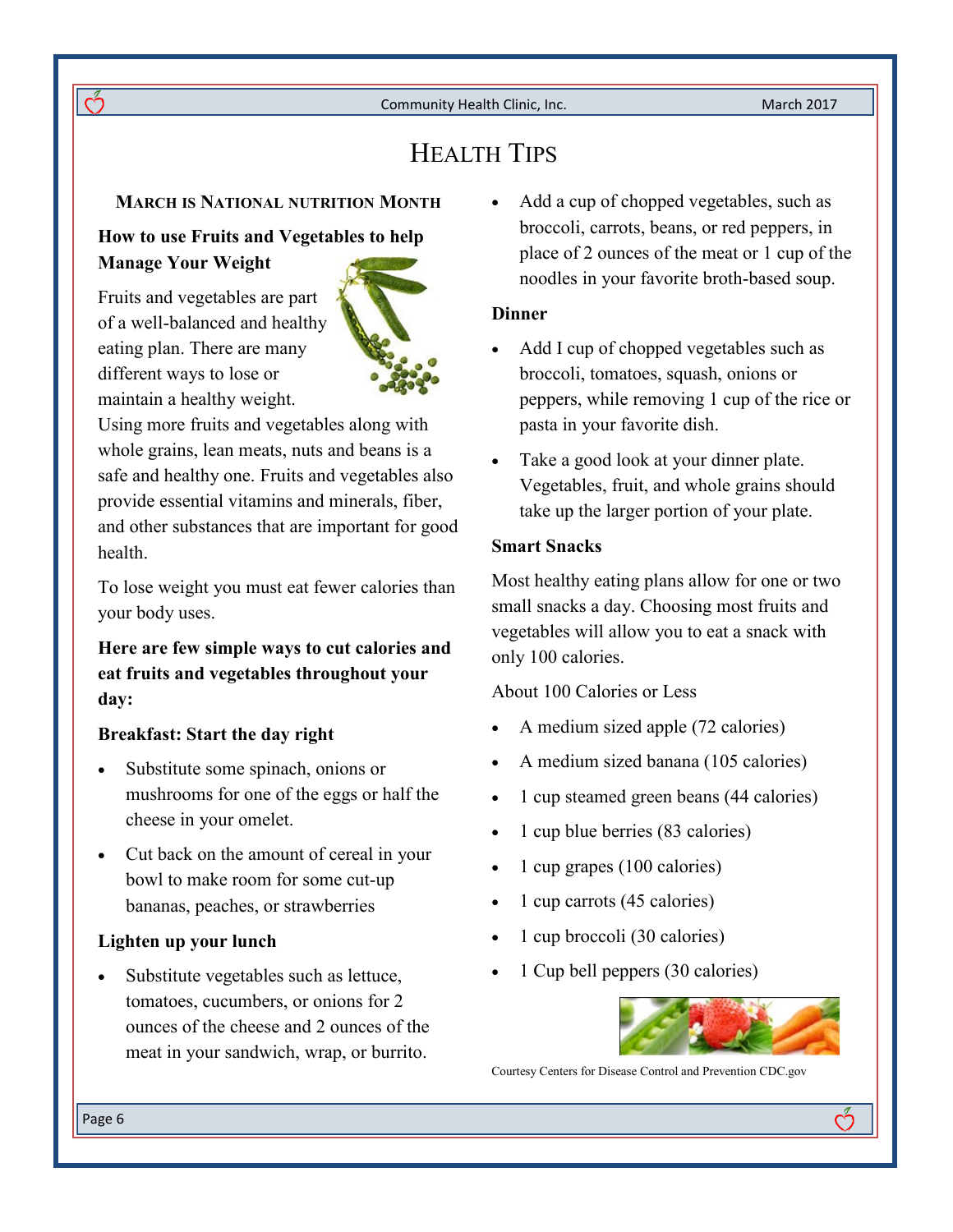# HEALTH TIPS

## MARCH IS NATIONAL NUTRITION MONTH

### How to use Fruits and Vegetables to help Manage Your Weight

Fruits and vegetables are part of a well-balanced and healthy eating plan. There are many different ways to lose or maintain a healthy weight. Using more fruits and vegetables along with whole grains, lean meats, nuts and beans is a safe and healthy one. Fruits and vegetables also provide essential vitamins and minerals, fiber, and other substances that are important for good health.

To lose weight you must eat fewer calories than your body uses.

**Here are few simple ways to cut calories and eat fruits and vegetables throughout your day:**

**Breakfast: Start the day right**

- Substitute some spinach, onions or mushrooms for one of the eggs or half the cheese in your omelet.
- Cut back on the amount of cereal in your bowl to make room for some cut-up bananas, peaches, or strawberries

**Lighten up your lunch**

- Substitute vegetables such as lettuce, tomatoes, cucumbers, or onions for 2 ounces of the cheese and 2 ounces of the meat in your sandwich, wrap, or burrito.
- Add a cup of chopped vegetables, such as broccoli, carrots, beans, or red peppers, in place of 2 ounces of the meat or 1 cup of the noodles in your favorite broth-based soup.

**Dinner**

- Add I cup of chopped vegetables such as broccoli, tomatoes, squash, onions or peppers, while removing 1 cup of the rice or pasta in your favorite dish.
- Take a good look at your dinner plate. Vegetables, fruit, and whole grains should take up the larger portion of your plate.

**Smart Snacks**

Most healthy eating plans allow for one or two small snacks a day. Choosing most fruits and vegetables will allow you to eat a snack with only 100 calories.

About 100 Calories or Less

- A medium sized apple (72 calories)
- A medium sized banana (105 calories)
- 1 cup steamed green beans (44 calories)
- 1 cup blue berries (83 calories)
- 1 cup grapes (100 calories)
- 1 cup carrots (45 calories)
- 1 cup broccoli (30 calories)
- 1 Cup bell peppers (30 calories)

Courtesy Centers for Disease Control and Prevention CDC.gov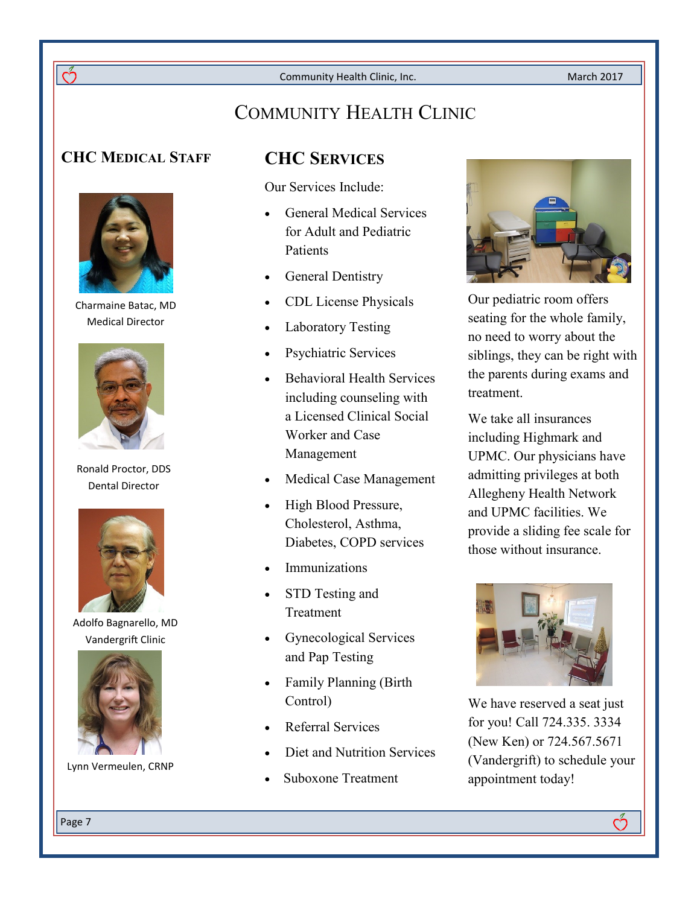# Community Health Clinic

## CHC Medical Staff

Charmaine Batac, MD
Medical Director

Ronald Proctor, DDS
Dental Director

Adolfo Bagnarello, MD
Vandergrift Clinic

Lynn Vermeulen, CRNP

## CHC Services

Our Services Include:

- General Medical Services for Adult and Pediatric Patients
- General Dentistry
- CDL License Physicals
- Laboratory Testing
- Psychiatric Services
- Behavioral Health Services including counseling with a Licensed Clinical Social Worker and Case Management
- Medical Case Management
- High Blood Pressure, Cholesterol, Asthma, Diabetes, COPD services
- Immunizations
- STD Testing and Treatment
- Gynecological Services and Pap Testing
- Family Planning (Birth Control)
- Referral Services
- Diet and Nutrition Services
- Suboxone Treatment

Our pediatric room offers seating for the whole family, no need to worry about the siblings, they can be right with the parents during exams and treatment.

We take all insurances including Highmark and UPMC. Our physicians have admitting privileges at both Allegheny Health Network and UPMC facilities. We provide a sliding fee scale for those without insurance.

We have reserved a seat just for you! Call 724.335. 3334 (New Ken) or 724.567.5671 (Vandergrift) to schedule your appointment today!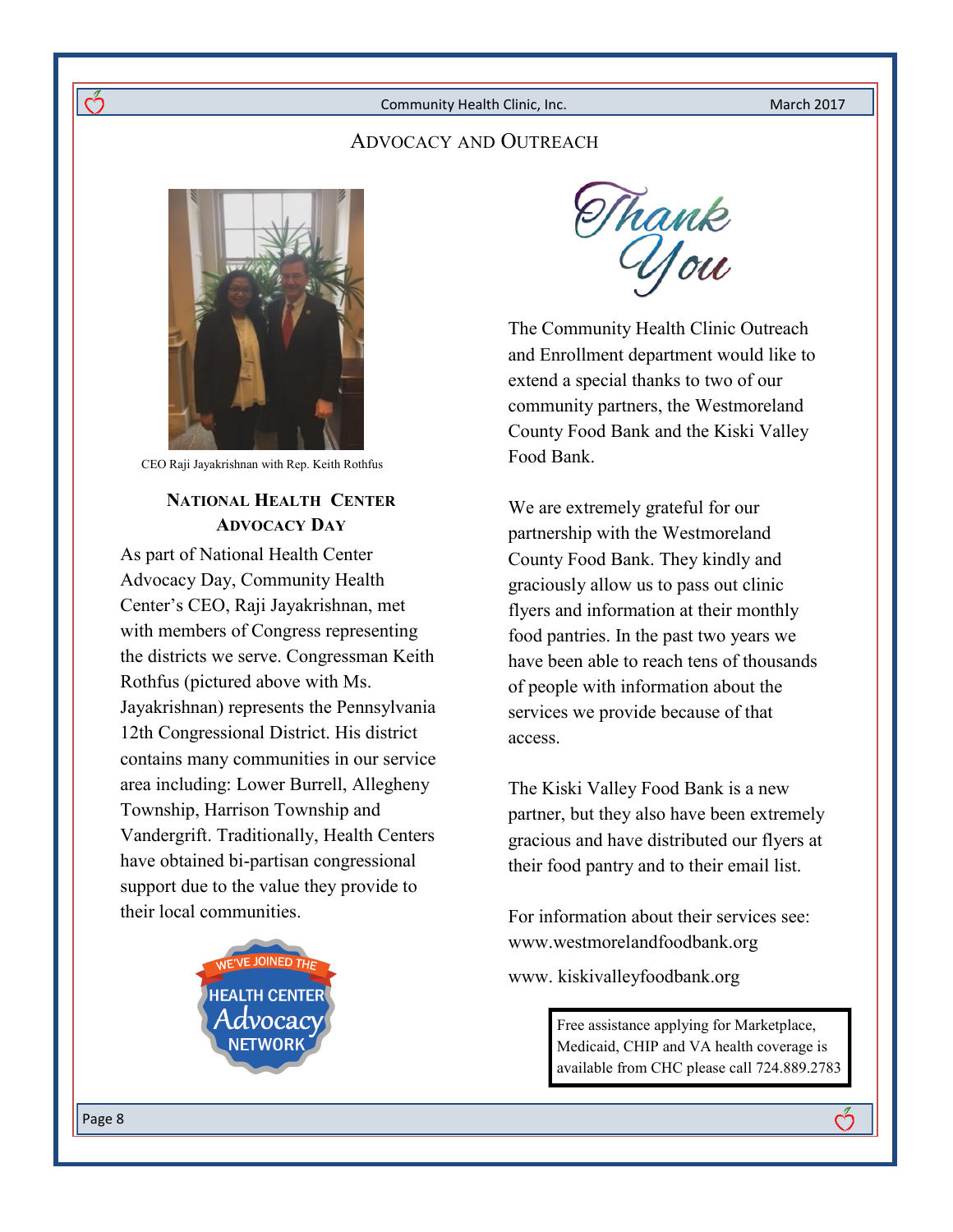## Advocacy and Outreach

CEO Raji Jayakrishnan with Rep. Keith Rothfus

### National Health Center Advocacy Day

As part of National Health Center Advocacy Day, Community Health Center's CEO, Raji Jayakrishnan, met with members of Congress representing the districts we serve. Congressman Keith Rothfus (pictured above with Ms. Jayakrishnan) represents the Pennsylvania 12th Congressional District. His district contains many communities in our service area including: Lower Burrell, Allegheny Township, Harrison Township and Vandergrift. Traditionally, Health Centers have obtained bi-partisan congressional support due to the value they provide to their local communities.

WE'VE JOINED THE HEALTH CENTER Advocacy NETWORK

### Thank You

The Community Health Clinic Outreach and Enrollment department would like to extend a special thanks to two of our community partners, the Westmoreland County Food Bank and the Kiski Valley Food Bank.

We are extremely grateful for our partnership with the Westmoreland County Food Bank. They kindly and graciously allow us to pass out clinic flyers and information at their monthly food pantries. In the past two years we have been able to reach tens of thousands of people with information about the services we provide because of that access.

The Kiski Valley Food Bank is a new partner, but they also have been extremely gracious and have distributed our flyers at their food pantry and to their email list.

For information about their services see:
www.westmorelandfoodbank.org

www. kiskivalleyfoodbank.org

> Free assistance applying for Marketplace, Medicaid, CHIP and VA health coverage is available from CHC please call 724.889.2783